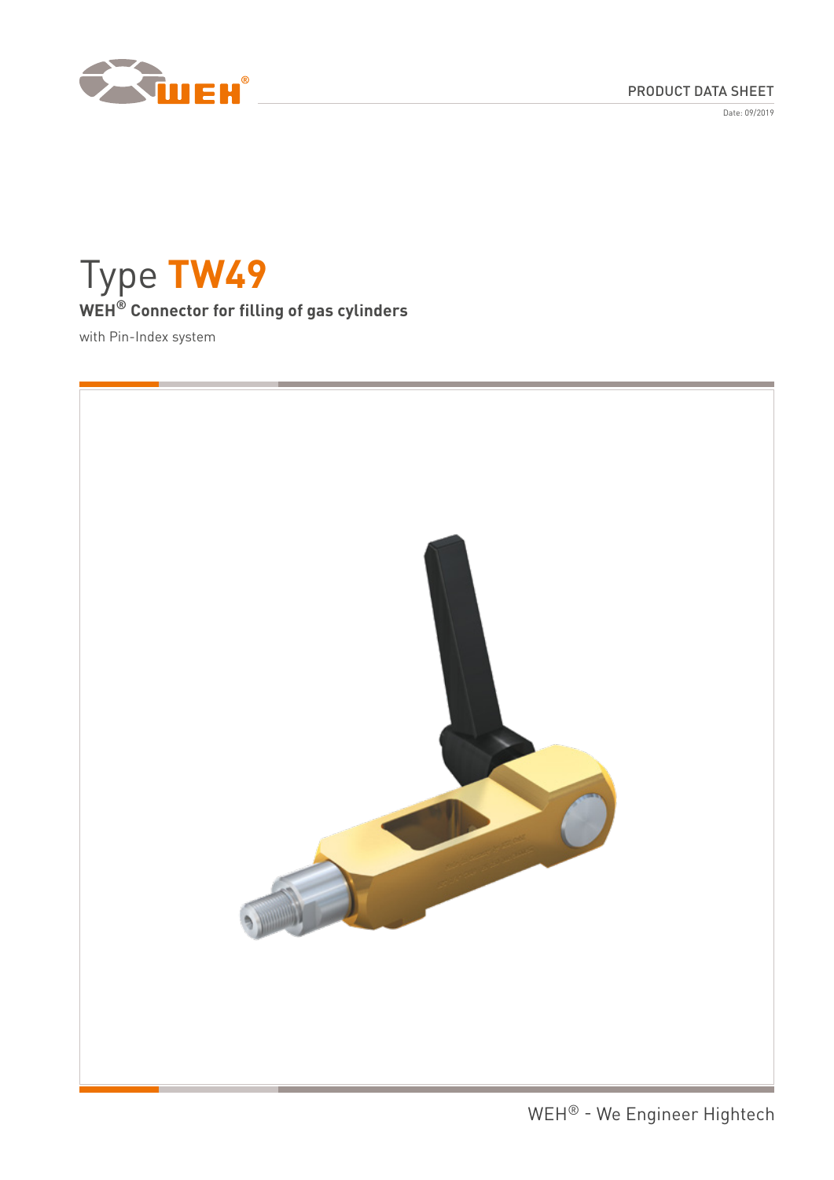PRODUCT DATA SHEET

Date: 09/2019

# Type TW49

**WEH® Connector for filling of gas cylinders**

with Pin-Index system

WEH® - We Engineer Hightech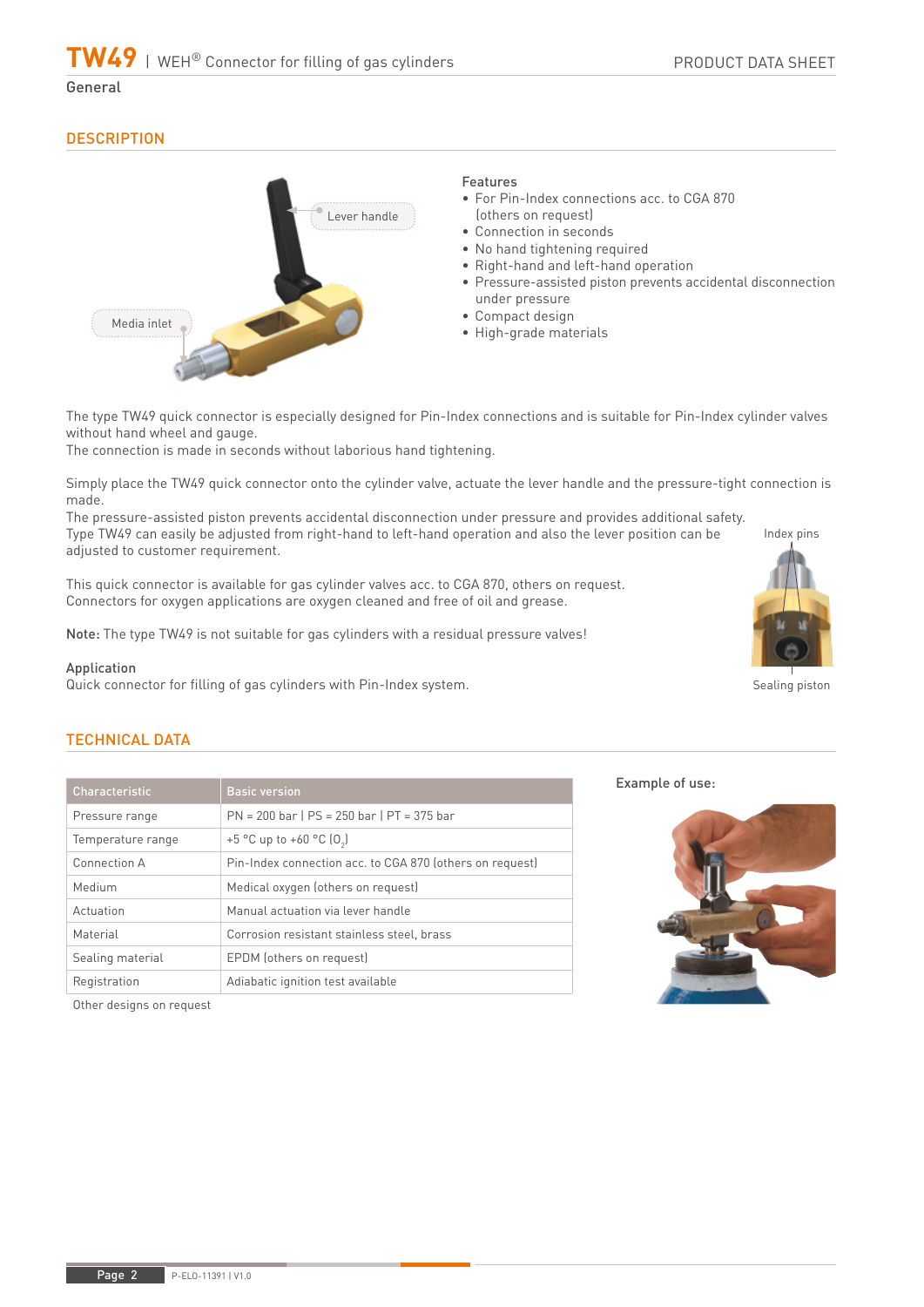# TW49 | WEH® Connector for filling of gas cylinders

General

## DESCRIPTION

Lever handle

Media inlet

**Features**

- For Pin-Index connections acc. to CGA 870 (others on request)
- Connection in seconds
- No hand tightening required
- Right-hand and left-hand operation
- Pressure-assisted piston prevents accidental disconnection under pressure
- Compact design
- High-grade materials

The type TW49 quick connector is especially designed for Pin-Index connections and is suitable for Pin-Index cylinder valves without hand wheel and gauge.
The connection is made in seconds without laborious hand tightening.

Simply place the TW49 quick connector onto the cylinder valve, actuate the lever handle and the pressure-tight connection is made.
The pressure-assisted piston prevents accidental disconnection under pressure and provides additional safety.
Type TW49 can easily be adjusted from right-hand to left-hand operation and also the lever position can be adjusted to customer requirement.

This quick connector is available for gas cylinder valves acc. to CGA 870, others on request.
Connectors for oxygen applications are oxygen cleaned and free of oil and grease.

**Note:** The type TW49 is not suitable for gas cylinders with a residual pressure valves!

Index pins

Sealing piston

**Application**
Quick connector for filling of gas cylinders with Pin-Index system.

## TECHNICAL DATA

| Characteristic | Basic version |
|---|---|
| Pressure range | PN = 200 bar \| PS = 250 bar \| PT = 375 bar |
| Temperature range | +5 °C up to +60 °C ($O_2$) |
| Connection A | Pin-Index connection acc. to CGA 870 (others on request) |
| Medium | Medical oxygen (others on request) |
| Actuation | Manual actuation via lever handle |
| Material | Corrosion resistant stainless steel, brass |
| Sealing material | EPDM (others on request) |
| Registration | Adiabatic ignition test available |

Other designs on request

**Example of use:**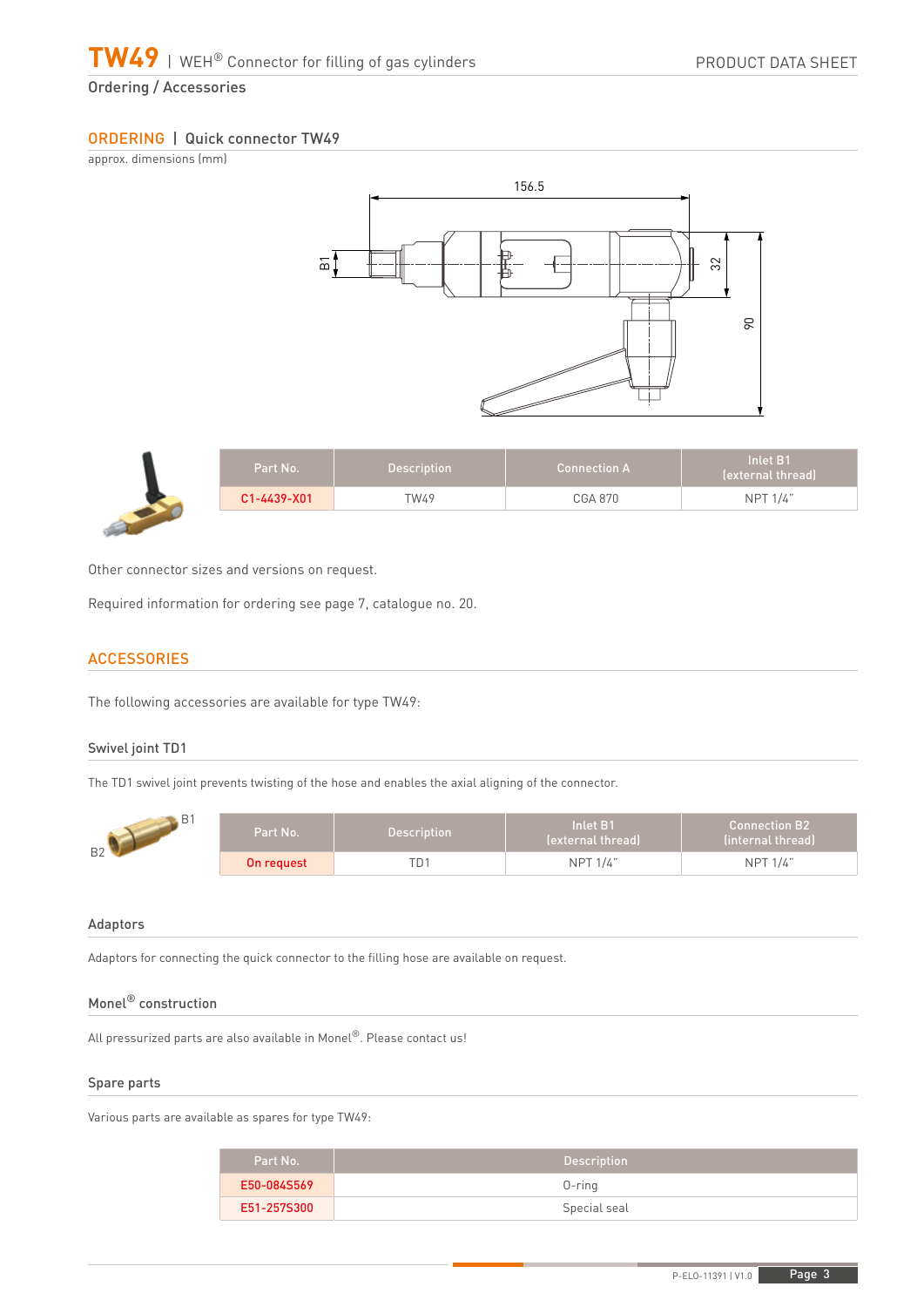Ordering / Accessories

## ORDERING | Quick connector TW49

approx. dimensions (mm)

| Part No. | Description | Connection A | Inlet B1 (external thread) |
|---|---|---|---|
| C1-4439-X01 | TW49 | CGA 870 | NPT 1/4" |

Other connector sizes and versions on request.

Required information for ordering see page 7, catalogue no. 20.

## ACCESSORIES

The following accessories are available for type TW49:

### Swivel joint TD1

The TD1 swivel joint prevents twisting of the hose and enables the axial aligning of the connector.

| Part No. | Description | Inlet B1 (external thread) | Connection B2 (internal thread) |
|---|---|---|---|
| On request | TD1 | NPT 1/4" | NPT 1/4" |

### Adaptors

Adaptors for connecting the quick connector to the filling hose are available on request.

### Monel® construction

All pressurized parts are also available in Monel®. Please contact us!

### Spare parts

Various parts are available as spares for type TW49:

| Part No. | Description |
|---|---|
| E50-084S569 | O-ring |
| E51-257S300 | Special seal |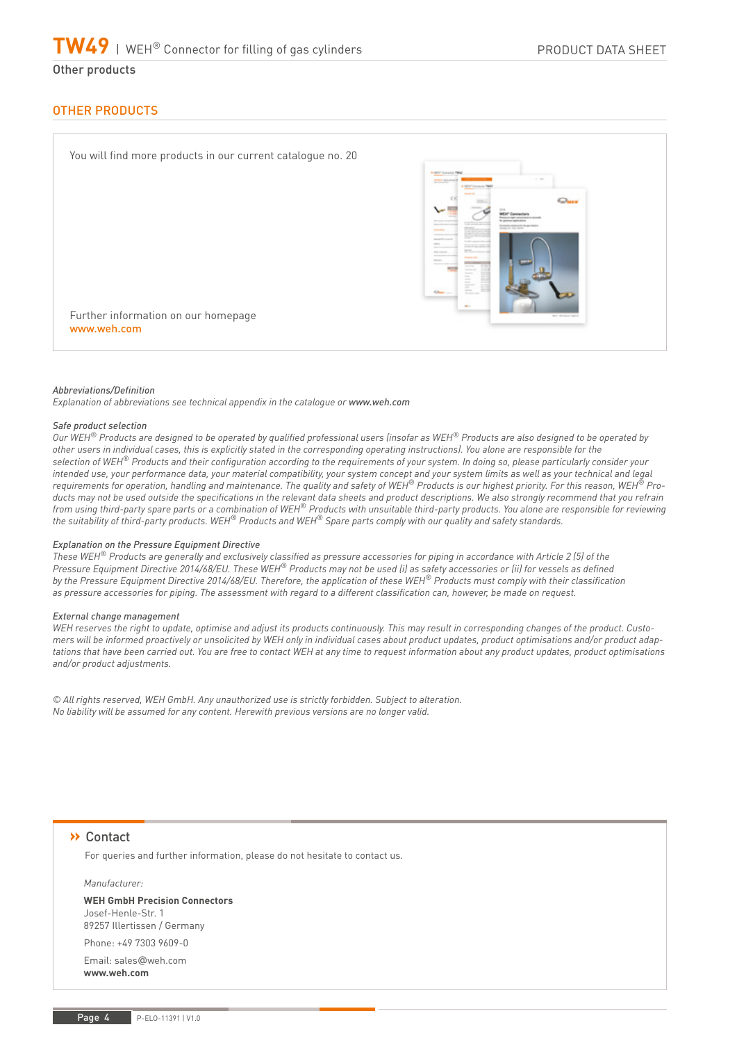## OTHER PRODUCTS

You will find more products in our current catalogue no. 20

Further information on our homepage
www.weh.com

*Abbreviations/Definition*
*Explanation of abbreviations see technical appendix in the catalogue or **www.weh.com***

*Safe product selection*
*Our WEH® Products are designed to be operated by qualified professional users (insofar as WEH® Products are also designed to be operated by other users in individual cases, this is explicitly stated in the corresponding operating instructions). You alone are responsible for the selection of WEH® Products and their configuration according to the requirements of your system. In doing so, please particularly consider your intended use, your performance data, your material compatibility, your system concept and your system limits as well as your technical and legal requirements for operation, handling and maintenance. The quality and safety of WEH® Products is our highest priority. For this reason, WEH® Products may not be used outside the specifications in the relevant data sheets and product descriptions. We also strongly recommend that you refrain from using third-party spare parts or a combination of WEH® Products with unsuitable third-party products. You alone are responsible for reviewing the suitability of third-party products. WEH® Products and WEH® Spare parts comply with our quality and safety standards.*

*Explanation on the Pressure Equipment Directive*
*These WEH® Products are generally and exclusively classified as pressure accessories for piping in accordance with Article 2 (5) of the Pressure Equipment Directive 2014/68/EU. These WEH® Products may not be used (i) as safety accessories or (ii) for vessels as defined by the Pressure Equipment Directive 2014/68/EU. Therefore, the application of these WEH® Products must comply with their classification as pressure accessories for piping. The assessment with regard to a different classification can, however, be made on request.*

*External change management*
*WEH reserves the right to update, optimise and adjust its products continuously. This may result in corresponding changes of the product. Customers will be informed proactively or unsolicited by WEH only in individual cases about product updates, product optimisations and/or product adaptations that have been carried out. You are free to contact WEH at any time to request information about any product updates, product optimisations and/or product adjustments.*

*© All rights reserved, WEH GmbH. Any unauthorized use is strictly forbidden. Subject to alteration.*
*No liability will be assumed for any content. Herewith previous versions are no longer valid.*

## Contact

For queries and further information, please do not hesitate to contact us.

*Manufacturer:*

**WEH GmbH Precision Connectors**
Josef-Henle-Str. 1
89257 Illertissen / Germany

Phone: +49 7303 9609-0

Email: sales@weh.com
**www.weh.com**

P-ELO-11391 | V1.0